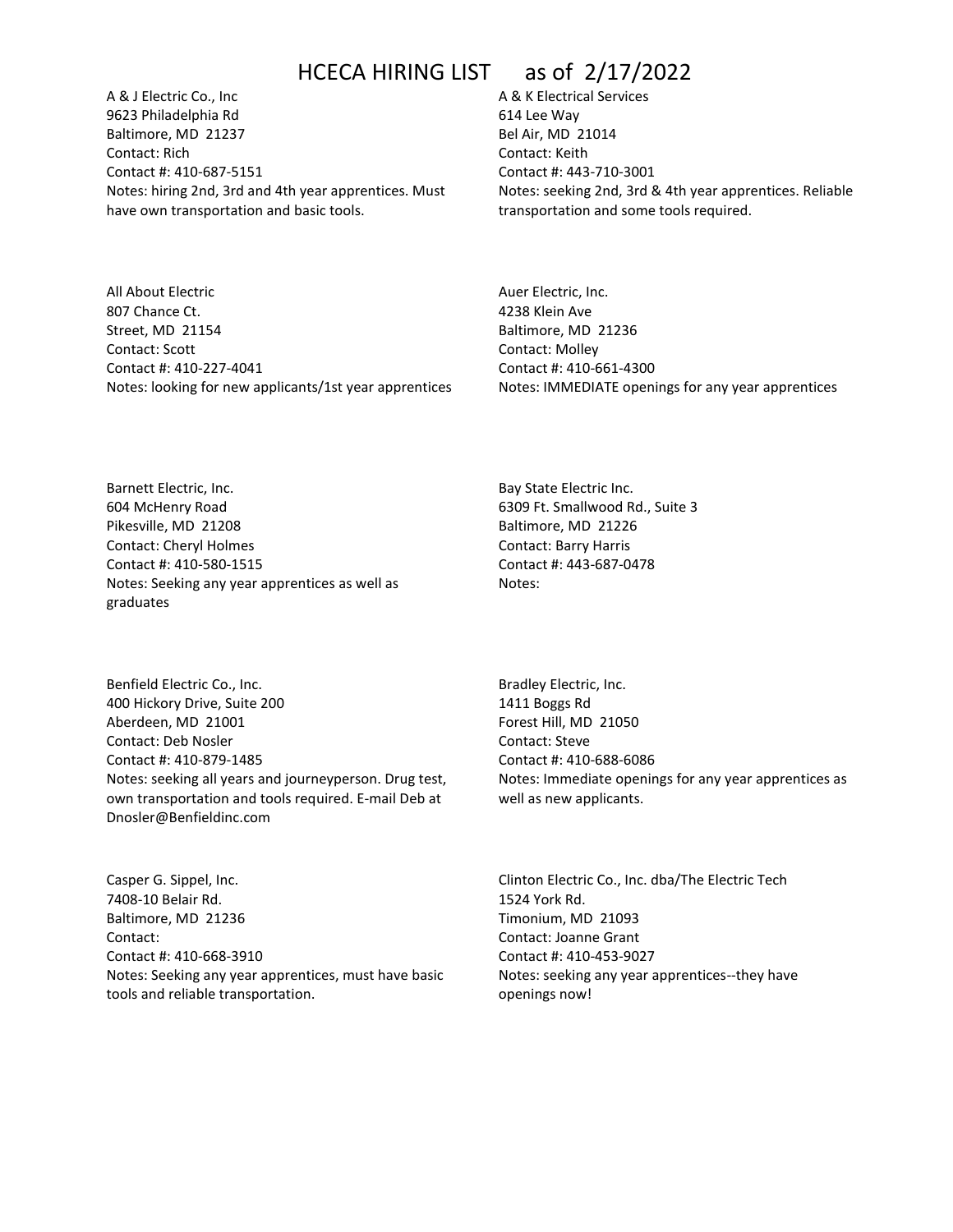# HCECA HIRING LIST as of 2/17/2022

A & J Electric Co., Inc
9623 Philadelphia Rd
Baltimore, MD 21237
Contact: Rich
Contact #: 410-687-5151
Notes: hiring 2nd, 3rd and 4th year apprentices. Must have own transportation and basic tools.

A & K Electrical Services
614 Lee Way
Bel Air, MD 21014
Contact: Keith
Contact #: 443-710-3001
Notes: seeking 2nd, 3rd & 4th year apprentices. Reliable transportation and some tools required.

All About Electric
807 Chance Ct.
Street, MD 21154
Contact: Scott
Contact #: 410-227-4041
Notes: looking for new applicants/1st year apprentices

Auer Electric, Inc.
4238 Klein Ave
Baltimore, MD 21236
Contact: Molley
Contact #: 410-661-4300
Notes: IMMEDIATE openings for any year apprentices

Barnett Electric, Inc.
604 McHenry Road
Pikesville, MD 21208
Contact: Cheryl Holmes
Contact #: 410-580-1515
Notes: Seeking any year apprentices as well as graduates

Bay State Electric Inc.
6309 Ft. Smallwood Rd., Suite 3
Baltimore, MD 21226
Contact: Barry Harris
Contact #: 443-687-0478
Notes:

Benfield Electric Co., Inc.
400 Hickory Drive, Suite 200
Aberdeen, MD 21001
Contact: Deb Nosler
Contact #: 410-879-1485
Notes: seeking all years and journeyperson. Drug test, own transportation and tools required. E-mail Deb at Dnosler@Benfieldinc.com

Bradley Electric, Inc.
1411 Boggs Rd
Forest Hill, MD 21050
Contact: Steve
Contact #: 410-688-6086
Notes: Immediate openings for any year apprentices as well as new applicants.

Casper G. Sippel, Inc.
7408-10 Belair Rd.
Baltimore, MD 21236
Contact:
Contact #: 410-668-3910
Notes: Seeking any year apprentices, must have basic tools and reliable transportation.

Clinton Electric Co., Inc. dba/The Electric Tech
1524 York Rd.
Timonium, MD 21093
Contact: Joanne Grant
Contact #: 410-453-9027
Notes: seeking any year apprentices--they have openings now!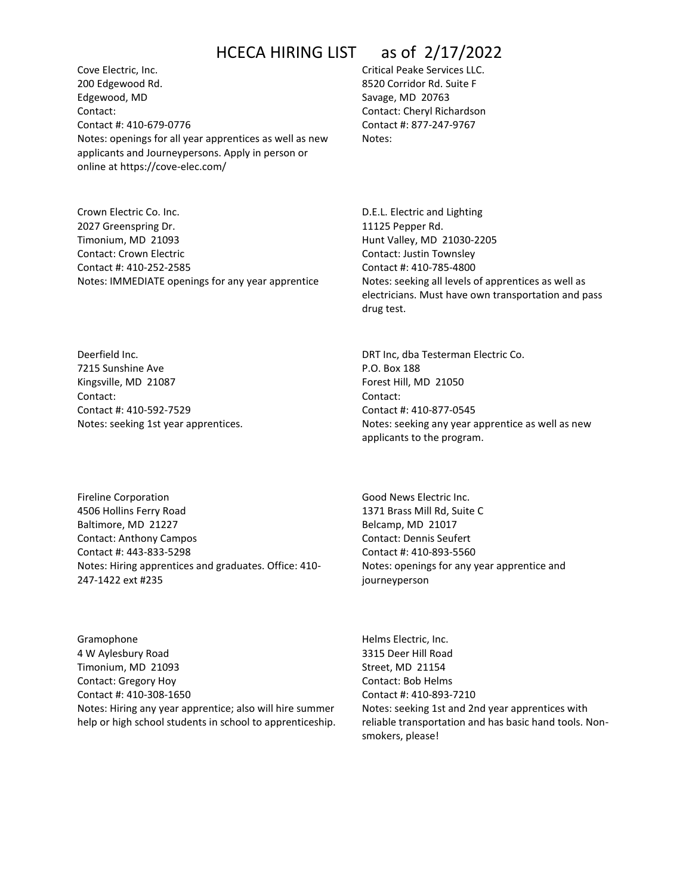# HCECA HIRING LIST as of 2/17/2022

Cove Electric, Inc.
200 Edgewood Rd.
Edgewood, MD
Contact:
Contact #: 410-679-0776
Notes: openings for all year apprentices as well as new applicants and Journeypersons. Apply in person or online at https://cove-elec.com/

Critical Peake Services LLC.
8520 Corridor Rd. Suite F
Savage, MD 20763
Contact: Cheryl Richardson
Contact #: 877-247-9767
Notes:

Crown Electric Co. Inc.
2027 Greenspring Dr.
Timonium, MD 21093
Contact: Crown Electric
Contact #: 410-252-2585
Notes: IMMEDIATE openings for any year apprentice

D.E.L. Electric and Lighting
11125 Pepper Rd.
Hunt Valley, MD 21030-2205
Contact: Justin Townsley
Contact #: 410-785-4800
Notes: seeking all levels of apprentices as well as electricians. Must have own transportation and pass drug test.

Deerfield Inc.
7215 Sunshine Ave
Kingsville, MD 21087
Contact:
Contact #: 410-592-7529
Notes: seeking 1st year apprentices.

DRT Inc, dba Testerman Electric Co.
P.O. Box 188
Forest Hill, MD 21050
Contact:
Contact #: 410-877-0545
Notes: seeking any year apprentice as well as new applicants to the program.

Fireline Corporation
4506 Hollins Ferry Road
Baltimore, MD 21227
Contact: Anthony Campos
Contact #: 443-833-5298
Notes: Hiring apprentices and graduates. Office: 410-247-1422 ext #235

Good News Electric Inc.
1371 Brass Mill Rd, Suite C
Belcamp, MD 21017
Contact: Dennis Seufert
Contact #: 410-893-5560
Notes: openings for any year apprentice and journeyperson

Gramophone
4 W Aylesbury Road
Timonium, MD 21093
Contact: Gregory Hoy
Contact #: 410-308-1650
Notes: Hiring any year apprentice; also will hire summer help or high school students in school to apprenticeship.

Helms Electric, Inc.
3315 Deer Hill Road
Street, MD 21154
Contact: Bob Helms
Contact #: 410-893-7210
Notes: seeking 1st and 2nd year apprentices with reliable transportation and has basic hand tools. Non-smokers, please!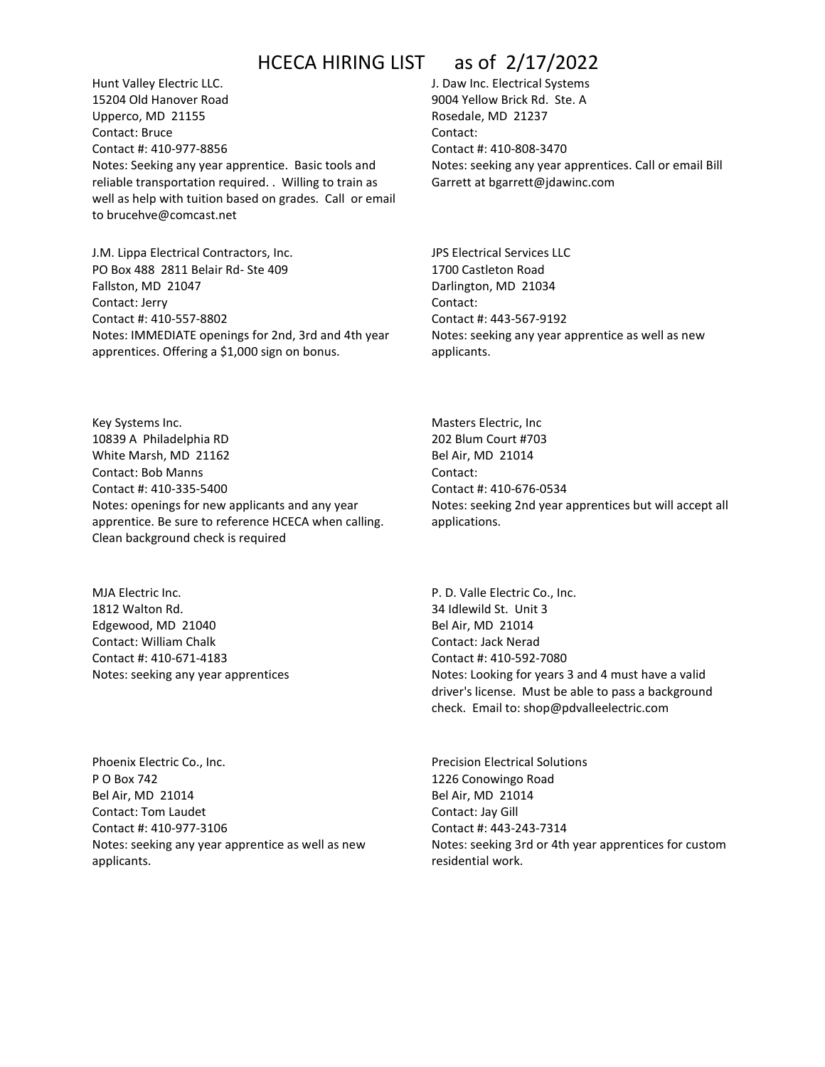# HCECA HIRING LIST as of 2/17/2022

Hunt Valley Electric LLC.
15204 Old Hanover Road
Upperco, MD 21155
Contact: Bruce
Contact #: 410-977-8856
Notes: Seeking any year apprentice. Basic tools and reliable transportation required. . Willing to train as well as help with tuition based on grades. Call or email to brucehve@comcast.net

J. Daw Inc. Electrical Systems
9004 Yellow Brick Rd. Ste. A
Rosedale, MD 21237
Contact:
Contact #: 410-808-3470
Notes: seeking any year apprentices. Call or email Bill Garrett at bgarrett@jdawinc.com

J.M. Lippa Electrical Contractors, Inc.
PO Box 488 2811 Belair Rd- Ste 409
Fallston, MD 21047
Contact: Jerry
Contact #: 410-557-8802
Notes: IMMEDIATE openings for 2nd, 3rd and 4th year apprentices. Offering a $1,000 sign on bonus.

JPS Electrical Services LLC
1700 Castleton Road
Darlington, MD 21034
Contact:
Contact #: 443-567-9192
Notes: seeking any year apprentice as well as new applicants.

Key Systems Inc.
10839 A Philadelphia RD
White Marsh, MD 21162
Contact: Bob Manns
Contact #: 410-335-5400
Notes: openings for new applicants and any year apprentice. Be sure to reference HCECA when calling. Clean background check is required

Masters Electric, Inc
202 Blum Court #703
Bel Air, MD 21014
Contact:
Contact #: 410-676-0534
Notes: seeking 2nd year apprentices but will accept all applications.

MJA Electric Inc.
1812 Walton Rd.
Edgewood, MD 21040
Contact: William Chalk
Contact #: 410-671-4183
Notes: seeking any year apprentices

P. D. Valle Electric Co., Inc.
34 Idlewild St. Unit 3
Bel Air, MD 21014
Contact: Jack Nerad
Contact #: 410-592-7080
Notes: Looking for years 3 and 4 must have a valid driver's license. Must be able to pass a background check. Email to: shop@pdvalleelectric.com

Phoenix Electric Co., Inc.
P O Box 742
Bel Air, MD 21014
Contact: Tom Laudet
Contact #: 410-977-3106
Notes: seeking any year apprentice as well as new applicants.

Precision Electrical Solutions
1226 Conowingo Road
Bel Air, MD 21014
Contact: Jay Gill
Contact #: 443-243-7314
Notes: seeking 3rd or 4th year apprentices for custom residential work.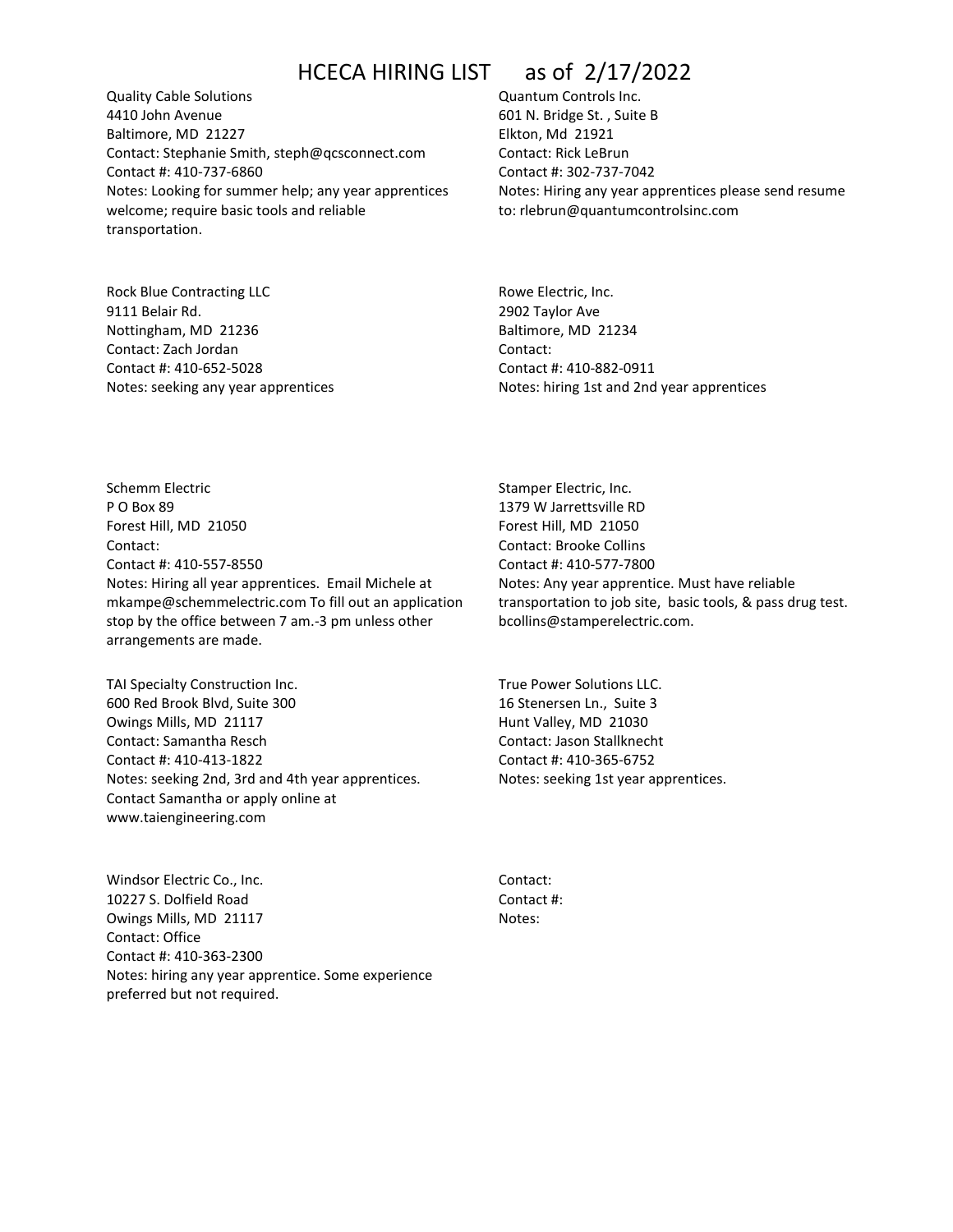# HCECA HIRING LIST as of 2/17/2022

Quality Cable Solutions
4410 John Avenue
Baltimore, MD 21227
Contact: Stephanie Smith, steph@qcsconnect.com
Contact #: 410-737-6860
Notes: Looking for summer help; any year apprentices welcome; require basic tools and reliable transportation.

Quantum Controls Inc.
601 N. Bridge St. , Suite B
Elkton, Md 21921
Contact: Rick LeBrun
Contact #: 302-737-7042
Notes: Hiring any year apprentices please send resume to: rlebrun@quantumcontrolsinc.com

Rock Blue Contracting LLC
9111 Belair Rd.
Nottingham, MD 21236
Contact: Zach Jordan
Contact #: 410-652-5028
Notes: seeking any year apprentices

Rowe Electric, Inc.
2902 Taylor Ave
Baltimore, MD 21234
Contact:
Contact #: 410-882-0911
Notes: hiring 1st and 2nd year apprentices

Schemm Electric
P O Box 89
Forest Hill, MD 21050
Contact:
Contact #: 410-557-8550
Notes: Hiring all year apprentices. Email Michele at mkampe@schemmelectric.com To fill out an application stop by the office between 7 am.-3 pm unless other arrangements are made.

Stamper Electric, Inc.
1379 W Jarrettsville RD
Forest Hill, MD 21050
Contact: Brooke Collins
Contact #: 410-577-7800
Notes: Any year apprentice. Must have reliable transportation to job site, basic tools, & pass drug test. bcollins@stamperelectric.com.

TAI Specialty Construction Inc.
600 Red Brook Blvd, Suite 300
Owings Mills, MD 21117
Contact: Samantha Resch
Contact #: 410-413-1822
Notes: seeking 2nd, 3rd and 4th year apprentices. Contact Samantha or apply online at www.taiengineering.com

True Power Solutions LLC.
16 Stenersen Ln., Suite 3
Hunt Valley, MD 21030
Contact: Jason Stallknecht
Contact #: 410-365-6752
Notes: seeking 1st year apprentices.

Windsor Electric Co., Inc.
10227 S. Dolfield Road
Owings Mills, MD 21117
Contact: Office
Contact #: 410-363-2300
Notes: hiring any year apprentice. Some experience preferred but not required.

Contact:
Contact #:
Notes: